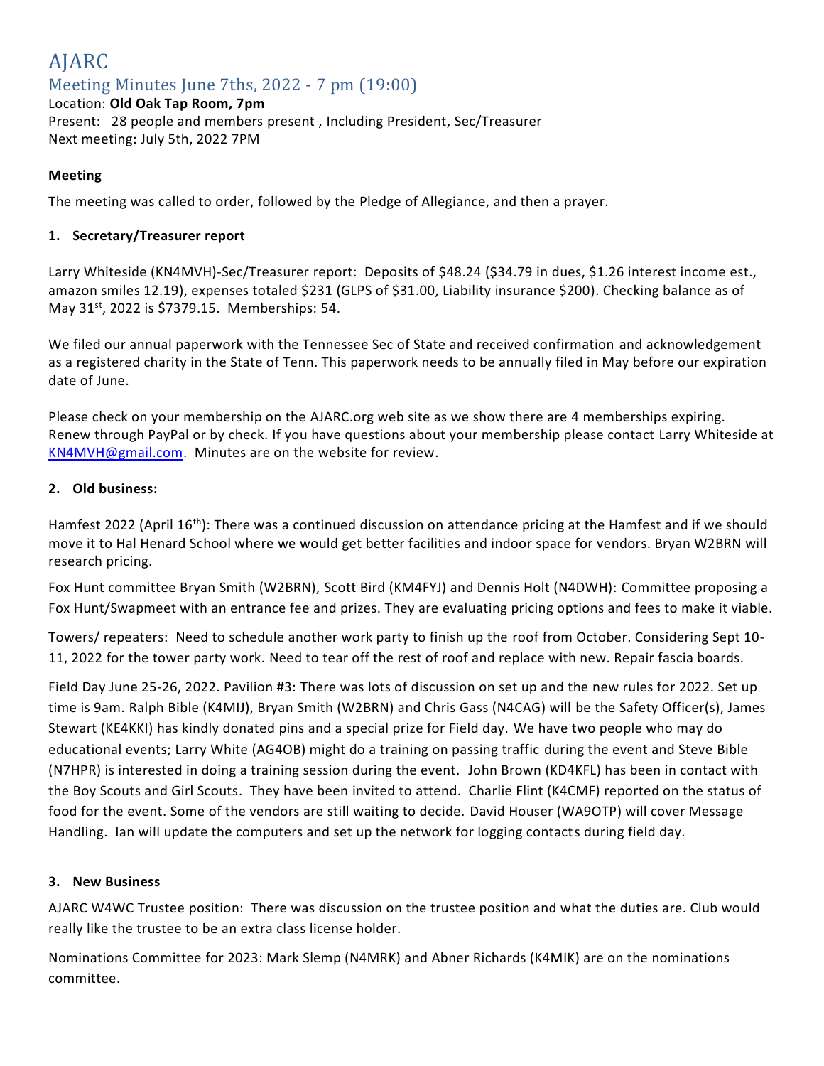# AJARC

## Meeting Minutes June 7ths, 2022 - 7 pm (19:00)

Location: **Old Oak Tap Room, 7pm**
Present: 28 people and members present , Including President, Sec/Treasurer
Next meeting: July 5th, 2022 7PM

**Meeting**

The meeting was called to order, followed by the Pledge of Allegiance, and then a prayer.

### 1. Secretary/Treasurer report

Larry Whiteside (KN4MVH)-Sec/Treasurer report: Deposits of $48.24 ($34.79 in dues, $1.26 interest income est., amazon smiles 12.19), expenses totaled $231 (GLPS of $31.00, Liability insurance $200). Checking balance as of May 31st, 2022 is $7379.15. Memberships: 54.

We filed our annual paperwork with the Tennessee Sec of State and received confirmation and acknowledgement as a registered charity in the State of Tenn. This paperwork needs to be annually filed in May before our expiration date of June.

Please check on your membership on the AJARC.org web site as we show there are 4 memberships expiring. Renew through PayPal or by check. If you have questions about your membership please contact Larry Whiteside at KN4MVH@gmail.com. Minutes are on the website for review.

### 2. Old business:

Hamfest 2022 (April 16th): There was a continued discussion on attendance pricing at the Hamfest and if we should move it to Hal Henard School where we would get better facilities and indoor space for vendors. Bryan W2BRN will research pricing.

Fox Hunt committee Bryan Smith (W2BRN), Scott Bird (KM4FYJ) and Dennis Holt (N4DWH): Committee proposing a Fox Hunt/Swapmeet with an entrance fee and prizes. They are evaluating pricing options and fees to make it viable.

Towers/ repeaters: Need to schedule another work party to finish up the roof from October. Considering Sept 10-11, 2022 for the tower party work. Need to tear off the rest of roof and replace with new. Repair fascia boards.

Field Day June 25-26, 2022. Pavilion #3: There was lots of discussion on set up and the new rules for 2022. Set up time is 9am. Ralph Bible (K4MIJ), Bryan Smith (W2BRN) and Chris Gass (N4CAG) will be the Safety Officer(s), James Stewart (KE4KKI) has kindly donated pins and a special prize for Field day. We have two people who may do educational events; Larry White (AG4OB) might do a training on passing traffic during the event and Steve Bible (N7HPR) is interested in doing a training session during the event. John Brown (KD4KFL) has been in contact with the Boy Scouts and Girl Scouts. They have been invited to attend. Charlie Flint (K4CMF) reported on the status of food for the event. Some of the vendors are still waiting to decide. David Houser (WA9OTP) will cover Message Handling. Ian will update the computers and set up the network for logging contacts during field day.

### 3. New Business

AJARC W4WC Trustee position: There was discussion on the trustee position and what the duties are. Club would really like the trustee to be an extra class license holder.

Nominations Committee for 2023: Mark Slemp (N4MRK) and Abner Richards (K4MIK) are on the nominations committee.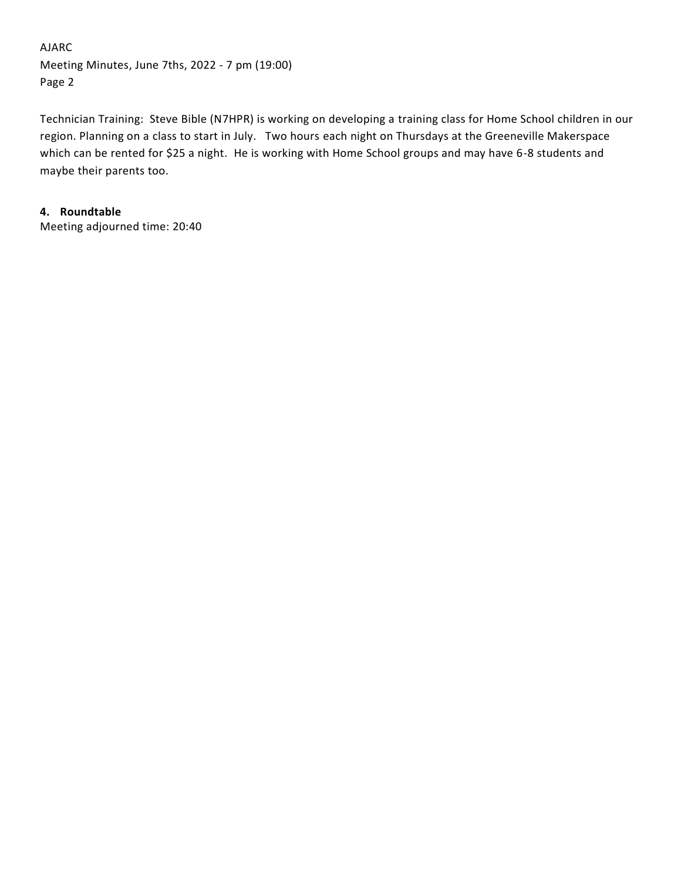Technician Training: Steve Bible (N7HPR) is working on developing a training class for Home School children in our region. Planning on a class to start in July. Two hours each night on Thursdays at the Greeneville Makerspace which can be rented for $25 a night. He is working with Home School groups and may have 6-8 students and maybe their parents too.

**4. Roundtable**

Meeting adjourned time: 20:40